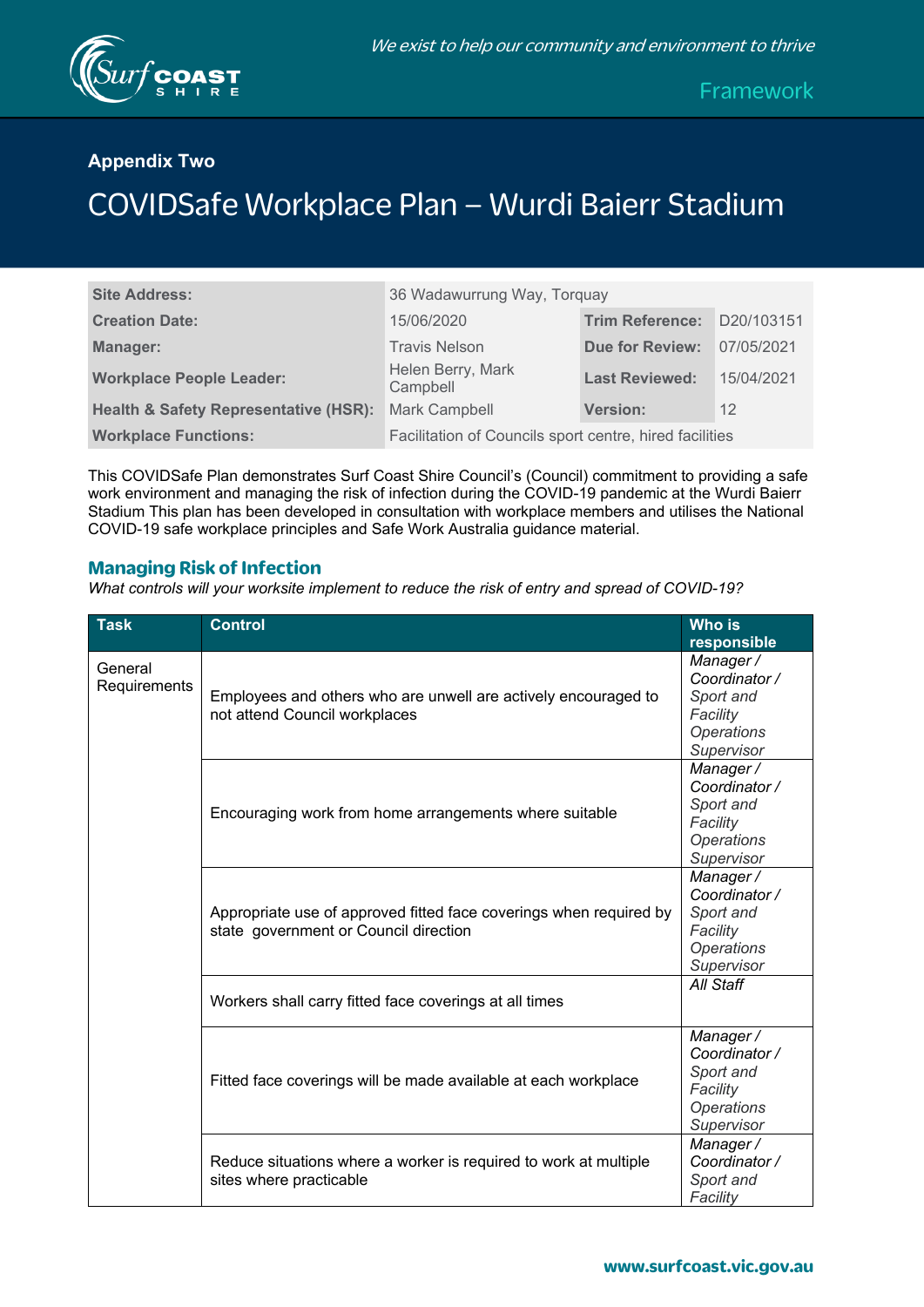We exist to help our community and environment to thrive

Framework

**Appendix Two**

# COVIDSafe Workplace Plan – Wurdi Baierr Stadium

| | | | |
|---|---|---|---|
| **Site Address:** | 36 Wadawurrung Way, Torquay | | |
| **Creation Date:** | 15/06/2020 | **Trim Reference:** | D20/103151 |
| **Manager:** | Travis Nelson | **Due for Review:** | 07/05/2021 |
| **Workplace People Leader:** | Helen Berry, Mark Campbell | **Last Reviewed:** | 15/04/2021 |
| **Health & Safety Representative (HSR):** | Mark Campbell | **Version:** | 12 |
| **Workplace Functions:** | Facilitation of Councils sport centre, hired facilities | | |

This COVIDSafe Plan demonstrates Surf Coast Shire Council's (Council) commitment to providing a safe work environment and managing the risk of infection during the COVID-19 pandemic at the Wurdi Baierr Stadium This plan has been developed in consultation with workplace members and utilises the National COVID-19 safe workplace principles and Safe Work Australia guidance material.

## Managing Risk of Infection

*What controls will your worksite implement to reduce the risk of entry and spread of COVID-19?*

| Task | Control | Who is responsible |
|---|---|---|
| General Requirements | Employees and others who are unwell are actively encouraged to not attend Council workplaces | *Manager / Coordinator / Sport and Facility Operations Supervisor* |
| | Encouraging work from home arrangements where suitable | *Manager / Coordinator / Sport and Facility Operations Supervisor* |
| | Appropriate use of approved fitted face coverings when required by state government or Council direction | *Manager / Coordinator / Sport and Facility Operations Supervisor* |
| | Workers shall carry fitted face coverings at all times | *All Staff* |
| | Fitted face coverings will be made available at each workplace | *Manager / Coordinator / Sport and Facility Operations Supervisor* |
| | Reduce situations where a worker is required to work at multiple sites where practicable | *Manager / Coordinator / Sport and Facility* |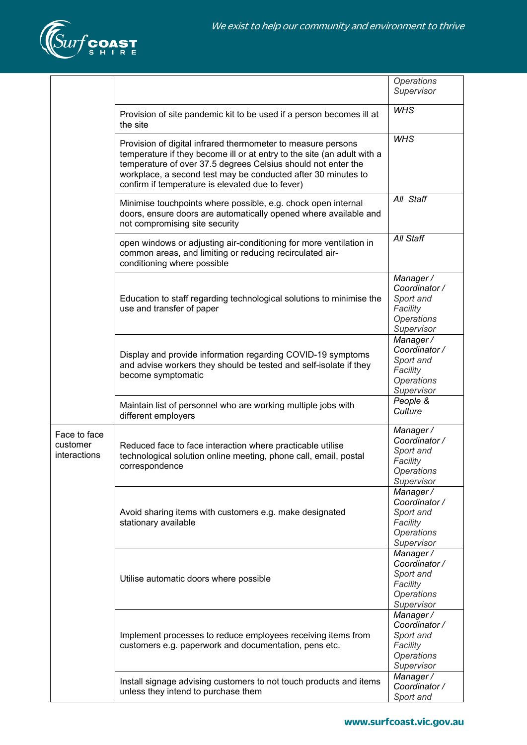| | | |
|---|---|---|
| | | *Operations Supervisor* |
| | Provision of site pandemic kit to be used if a person becomes ill at the site | *WHS* |
| | Provision of digital infrared thermometer to measure persons temperature if they become ill or at entry to the site (an adult with a temperature of over 37.5 degrees Celsius should not enter the workplace, a second test may be conducted after 30 minutes to confirm if temperature is elevated due to fever) | *WHS* |
| | Minimise touchpoints where possible, e.g. chock open internal doors, ensure doors are automatically opened where available and not compromising site security | *All Staff* |
| | open windows or adjusting air-conditioning for more ventilation in common areas, and limiting or reducing recirculated air-conditioning where possible | *All Staff* |
| | Education to staff regarding technological solutions to minimise the use and transfer of paper | *Manager / Coordinator / Sport and Facility Operations Supervisor* |
| | Display and provide information regarding COVID-19 symptoms and advise workers they should be tested and self-isolate if they become symptomatic | *Manager / Coordinator / Sport and Facility Operations Supervisor* |
| | Maintain list of personnel who are working multiple jobs with different employers | *People & Culture* |
| Face to face customer interactions | Reduced face to face interaction where practicable utilise technological solution online meeting, phone call, email, postal correspondence | *Manager / Coordinator / Sport and Facility Operations Supervisor* |
| | Avoid sharing items with customers e.g. make designated stationary available | *Manager / Coordinator / Sport and Facility Operations Supervisor* |
| | Utilise automatic doors where possible | *Manager / Coordinator / Sport and Facility Operations Supervisor* |
| | Implement processes to reduce employees receiving items from customers e.g. paperwork and documentation, pens etc. | *Manager / Coordinator / Sport and Facility Operations Supervisor* |
| | Install signage advising customers to not touch products and items unless they intend to purchase them | *Manager / Coordinator / Sport and* |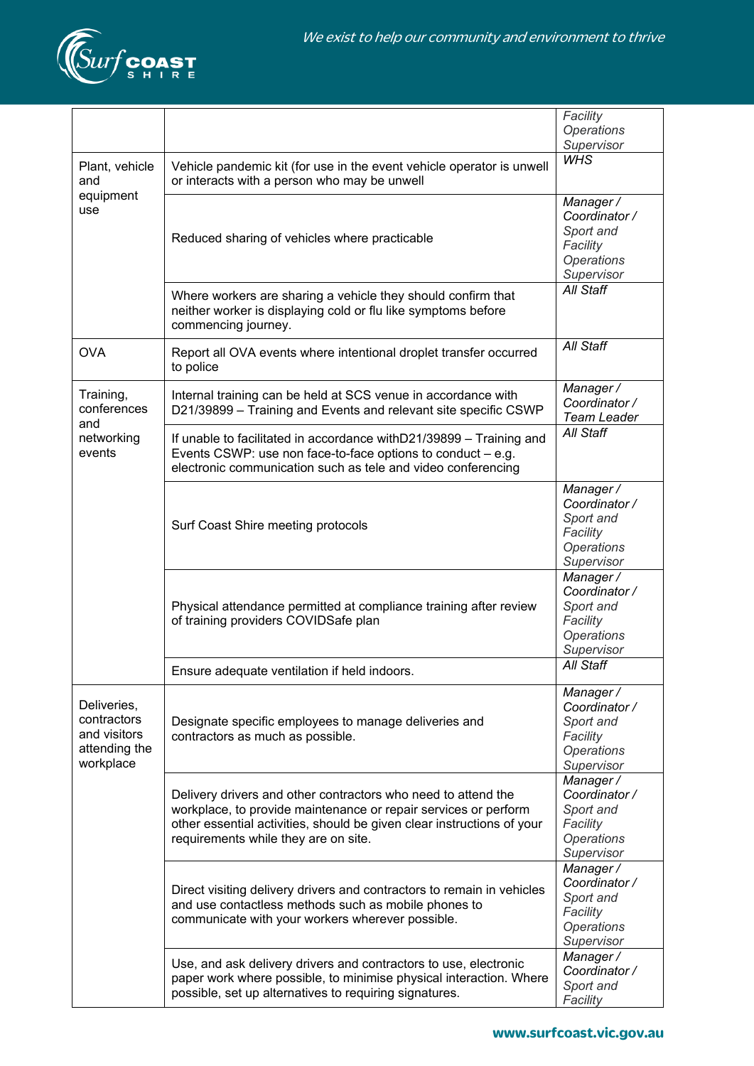| | | |
|---|---|---|
| | | *Facility Operations Supervisor* |
| Plant, vehicle and equipment use | Vehicle pandemic kit (for use in the event vehicle operator is unwell or interacts with a person who may be unwell | *WHS* |
| | Reduced sharing of vehicles where practicable | *Manager / Coordinator / Sport and Facility Operations Supervisor* |
| | Where workers are sharing a vehicle they should confirm that neither worker is displaying cold or flu like symptoms before commencing journey. | *All Staff* |
| OVA | Report all OVA events where intentional droplet transfer occurred to police | *All Staff* |
| Training, conferences and networking events | Internal training can be held at SCS venue in accordance with D21/39899 – Training and Events and relevant site specific CSWP | *Manager / Coordinator / Team Leader* |
| | If unable to facilitated in accordance withD21/39899 – Training and Events CSWP: use non face-to-face options to conduct – e.g. electronic communication such as tele and video conferencing | *All Staff* |
| | Surf Coast Shire meeting protocols | *Manager / Coordinator / Sport and Facility Operations Supervisor* |
| | Physical attendance permitted at compliance training after review of training providers COVIDSafe plan | *Manager / Coordinator / Sport and Facility Operations Supervisor* |
| | Ensure adequate ventilation if held indoors. | *All Staff* |
| Deliveries, contractors and visitors attending the workplace | Designate specific employees to manage deliveries and contractors as much as possible. | *Manager / Coordinator / Sport and Facility Operations Supervisor* |
| | Delivery drivers and other contractors who need to attend the workplace, to provide maintenance or repair services or perform other essential activities, should be given clear instructions of your requirements while they are on site. | *Manager / Coordinator / Sport and Facility Operations Supervisor* |
| | Direct visiting delivery drivers and contractors to remain in vehicles and use contactless methods such as mobile phones to communicate with your workers wherever possible. | *Manager / Coordinator / Sport and Facility Operations Supervisor* |
| | Use, and ask delivery drivers and contractors to use, electronic paper work where possible, to minimise physical interaction. Where possible, set up alternatives to requiring signatures. | *Manager / Coordinator / Sport and Facility* |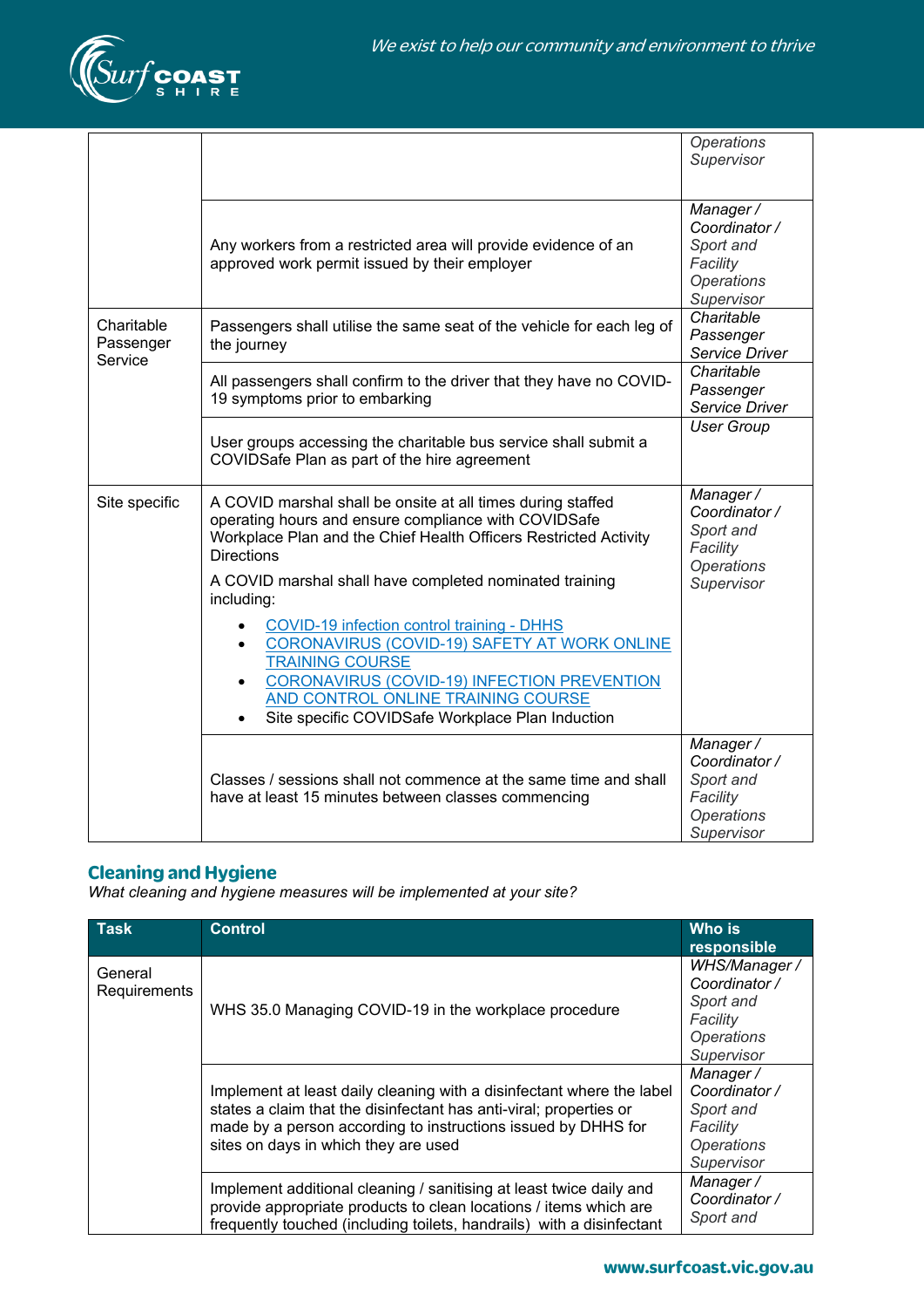| | | |
|---|---|---|
| | | *Operations Supervisor* |
| | Any workers from a restricted area will provide evidence of an approved work permit issued by their employer | *Manager / Coordinator / Sport and Facility Operations Supervisor* |
| Charitable Passenger Service | Passengers shall utilise the same seat of the vehicle for each leg of the journey | *Charitable Passenger Service Driver* |
| | All passengers shall confirm to the driver that they have no COVID-19 symptoms prior to embarking | *Charitable Passenger Service Driver* |
| | User groups accessing the charitable bus service shall submit a COVIDSafe Plan as part of the hire agreement | *User Group* |
| Site specific | A COVID marshal shall be onsite at all times during staffed operating hours and ensure compliance with COVIDSafe Workplace Plan and the Chief Health Officers Restricted Activity Directions<br><br>A COVID marshal shall have completed nominated training including:<br>• COVID-19 infection control training - DHHS<br>• CORONAVIRUS (COVID-19) SAFETY AT WORK ONLINE TRAINING COURSE<br>• CORONAVIRUS (COVID-19) INFECTION PREVENTION AND CONTROL ONLINE TRAINING COURSE<br>• Site specific COVIDSafe Workplace Plan Induction | *Manager / Coordinator / Sport and Facility Operations Supervisor* |
| | Classes / sessions shall not commence at the same time and shall have at least 15 minutes between classes commencing | *Manager / Coordinator / Sport and Facility Operations Supervisor* |

## Cleaning and Hygiene

*What cleaning and hygiene measures will be implemented at your site?*

| Task | Control | Who is responsible |
|---|---|---|
| General Requirements | WHS 35.0 Managing COVID-19 in the workplace procedure | *WHS/Manager / Coordinator / Sport and Facility Operations Supervisor* |
| | Implement at least daily cleaning with a disinfectant where the label states a claim that the disinfectant has anti-viral; properties or made by a person according to instructions issued by DHHS for sites on days in which they are used | *Manager / Coordinator / Sport and Facility Operations Supervisor* |
| | Implement additional cleaning / sanitising at least twice daily and provide appropriate products to clean locations / items which are frequently touched (including toilets, handrails) with a disinfectant | *Manager / Coordinator / Sport and* |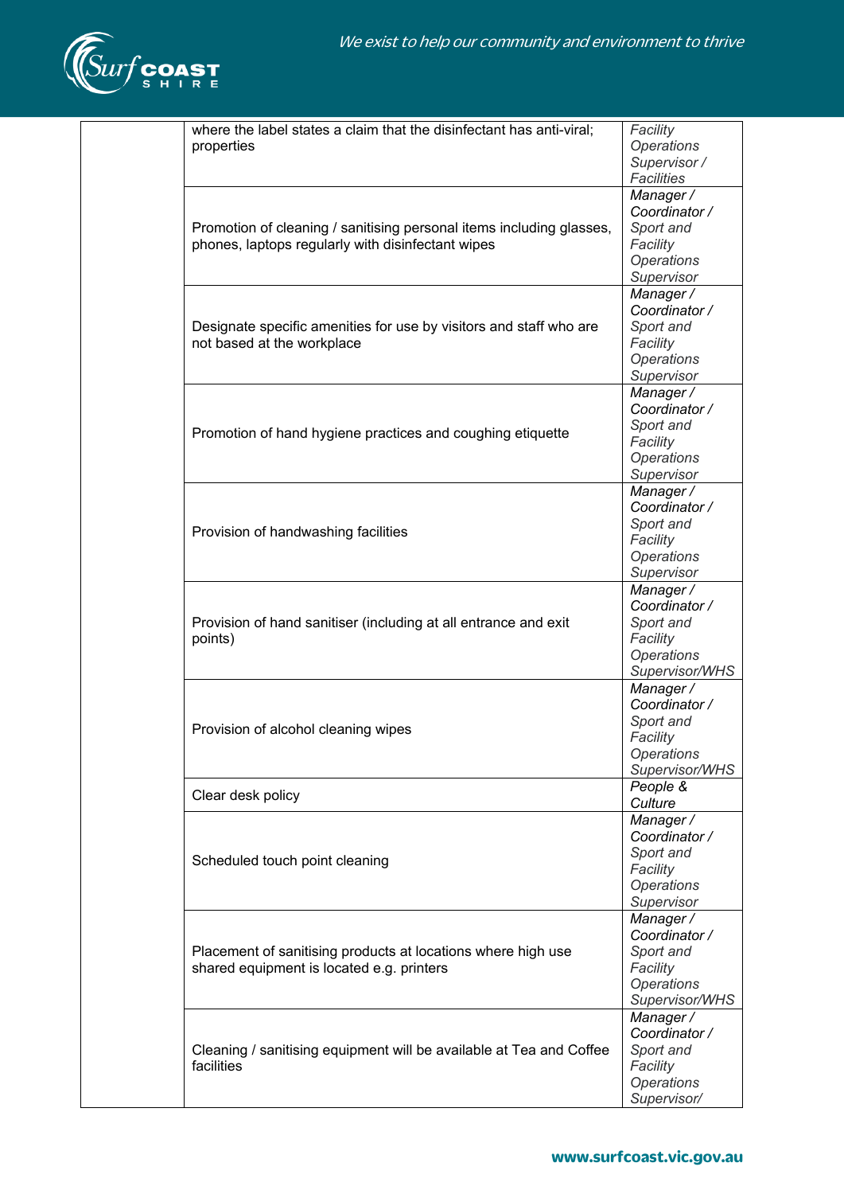| | | |
|---|---|---|
| | where the label states a claim that the disinfectant has anti-viral; properties | *Facility Operations Supervisor / Facilities* |
| | Promotion of cleaning / sanitising personal items including glasses, phones, laptops regularly with disinfectant wipes | *Manager / Coordinator / Sport and Facility Operations Supervisor* |
| | Designate specific amenities for use by visitors and staff who are not based at the workplace | *Manager / Coordinator / Sport and Facility Operations Supervisor* |
| | Promotion of hand hygiene practices and coughing etiquette | *Manager / Coordinator / Sport and Facility Operations Supervisor* |
| | Provision of handwashing facilities | *Manager / Coordinator / Sport and Facility Operations Supervisor* |
| | Provision of hand sanitiser (including at all entrance and exit points) | *Manager / Coordinator / Sport and Facility Operations Supervisor/WHS* |
| | Provision of alcohol cleaning wipes | *Manager / Coordinator / Sport and Facility Operations Supervisor/WHS* |
| | Clear desk policy | *People & Culture* |
| | Scheduled touch point cleaning | *Manager / Coordinator / Sport and Facility Operations Supervisor* |
| | Placement of sanitising products at locations where high use shared equipment is located e.g. printers | *Manager / Coordinator / Sport and Facility Operations Supervisor/WHS* |
| | Cleaning / sanitising equipment will be available at Tea and Coffee facilities | *Manager / Coordinator / Sport and Facility Operations Supervisor/* |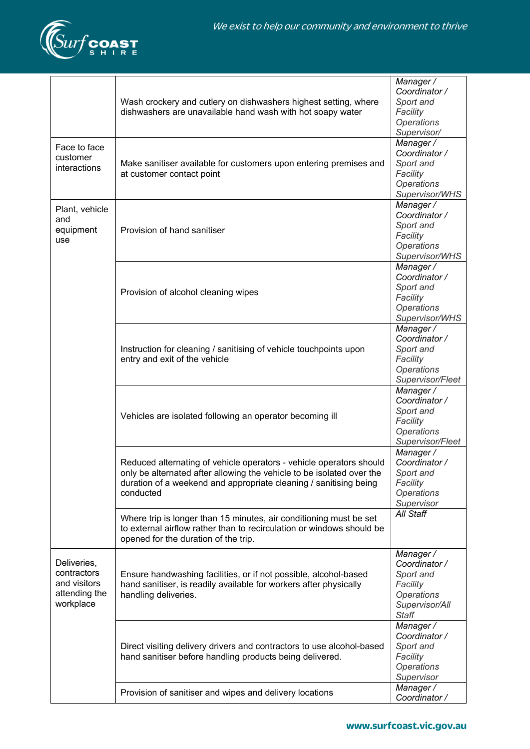| | | |
|---|---|---|
| | Wash crockery and cutlery on dishwashers highest setting, where dishwashers are unavailable hand wash with hot soapy water | *Manager / Coordinator / Sport and Facility Operations Supervisor/* |
| Face to face customer interactions | Make sanitiser available for customers upon entering premises and at customer contact point | *Manager / Coordinator / Sport and Facility Operations Supervisor/WHS* |
| Plant, vehicle and equipment use | Provision of hand sanitiser | *Manager / Coordinator / Sport and Facility Operations Supervisor/WHS* |
| | Provision of alcohol cleaning wipes | *Manager / Coordinator / Sport and Facility Operations Supervisor/WHS* |
| | Instruction for cleaning / sanitising of vehicle touchpoints upon entry and exit of the vehicle | *Manager / Coordinator / Sport and Facility Operations Supervisor/Fleet* |
| | Vehicles are isolated following an operator becoming ill | *Manager / Coordinator / Sport and Facility Operations Supervisor/Fleet* |
| | Reduced alternating of vehicle operators - vehicle operators should only be alternated after allowing the vehicle to be isolated over the duration of a weekend and appropriate cleaning / sanitising being conducted | *Manager / Coordinator / Sport and Facility Operations Supervisor* |
| | Where trip is longer than 15 minutes, air conditioning must be set to external airflow rather than to recirculation or windows should be opened for the duration of the trip. | *All Staff* |
| Deliveries, contractors and visitors attending the workplace | Ensure handwashing facilities, or if not possible, alcohol-based hand sanitiser, is readily available for workers after physically handling deliveries. | *Manager / Coordinator / Sport and Facility Operations Supervisor/All Staff* |
| | Direct visiting delivery drivers and contractors to use alcohol-based hand sanitiser before handling products being delivered. | *Manager / Coordinator / Sport and Facility Operations Supervisor* |
| | Provision of sanitiser and wipes and delivery locations | *Manager / Coordinator /* |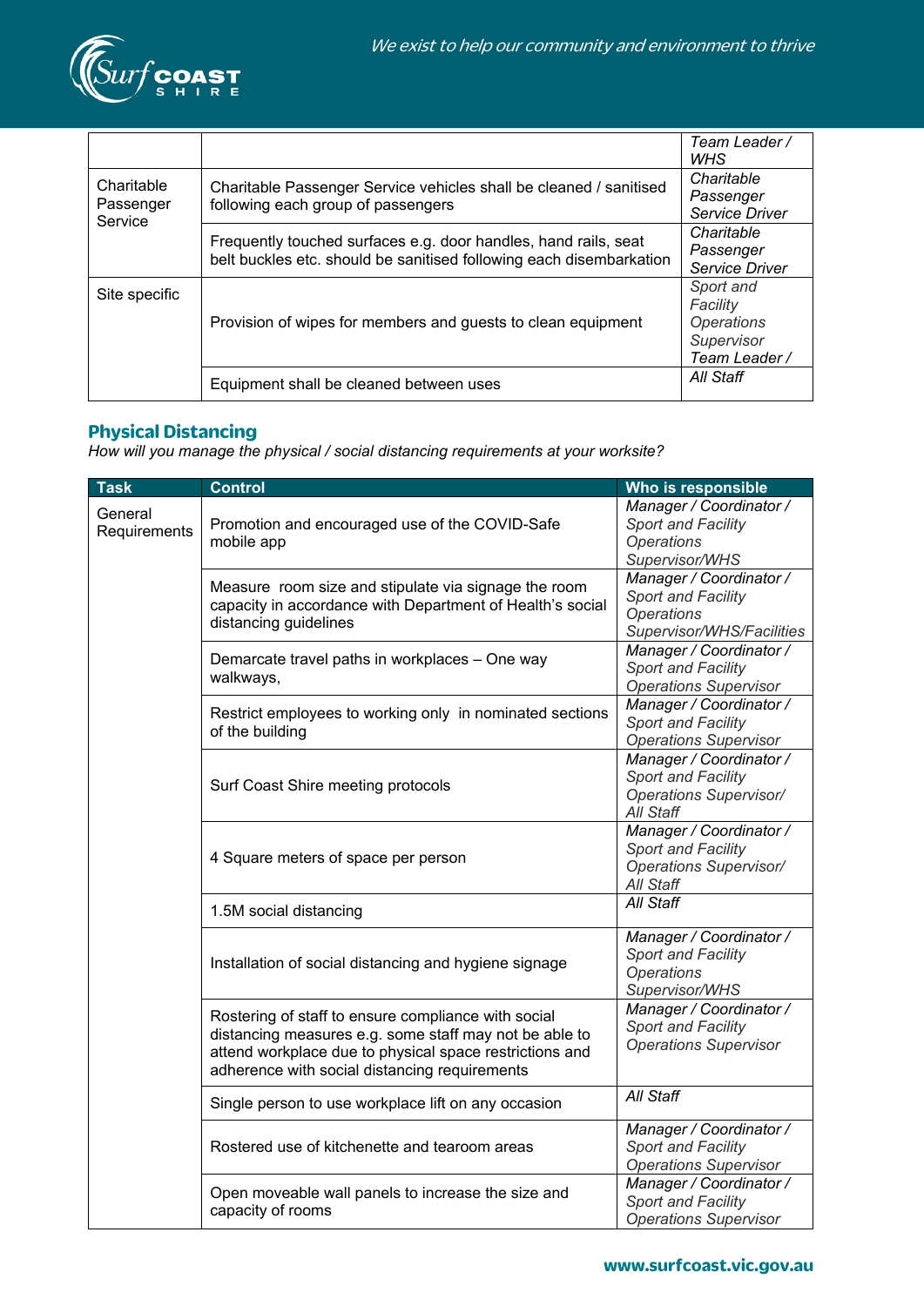| | | Team Leader / WHS |
|---|---|---|
| Charitable Passenger Service | Charitable Passenger Service vehicles shall be cleaned / sanitised following each group of passengers | *Charitable Passenger Service Driver* |
| | Frequently touched surfaces e.g. door handles, hand rails, seat belt buckles etc. should be sanitised following each disembarkation | *Charitable Passenger Service Driver* |
| Site specific | Provision of wipes for members and guests to clean equipment | *Sport and Facility Operations Supervisor Team Leader /* |
| | Equipment shall be cleaned between uses | *All Staff* |

## Physical Distancing

*How will you manage the physical / social distancing requirements at your worksite?*

| Task | Control | Who is responsible |
|---|---|---|
| General Requirements | Promotion and encouraged use of the COVID-Safe mobile app | *Manager / Coordinator / Sport and Facility Operations Supervisor/WHS* |
| | Measure room size and stipulate via signage the room capacity in accordance with Department of Health's social distancing guidelines | *Manager / Coordinator / Sport and Facility Operations Supervisor/WHS/Facilities* |
| | Demarcate travel paths in workplaces – One way walkways, | *Manager / Coordinator / Sport and Facility Operations Supervisor* |
| | Restrict employees to working only in nominated sections of the building | *Manager / Coordinator / Sport and Facility Operations Supervisor* |
| | Surf Coast Shire meeting protocols | *Manager / Coordinator / Sport and Facility Operations Supervisor/ All Staff* |
| | 4 Square meters of space per person | *Manager / Coordinator / Sport and Facility Operations Supervisor/ All Staff* |
| | 1.5M social distancing | *All Staff* |
| | Installation of social distancing and hygiene signage | *Manager / Coordinator / Sport and Facility Operations Supervisor/WHS* |
| | Rostering of staff to ensure compliance with social distancing measures e.g. some staff may not be able to attend workplace due to physical space restrictions and adherence with social distancing requirements | *Manager / Coordinator / Sport and Facility Operations Supervisor* |
| | Single person to use workplace lift on any occasion | *All Staff* |
| | Rostered use of kitchenette and tearoom areas | *Manager / Coordinator / Sport and Facility Operations Supervisor* |
| | Open moveable wall panels to increase the size and capacity of rooms | *Manager / Coordinator / Sport and Facility Operations Supervisor* |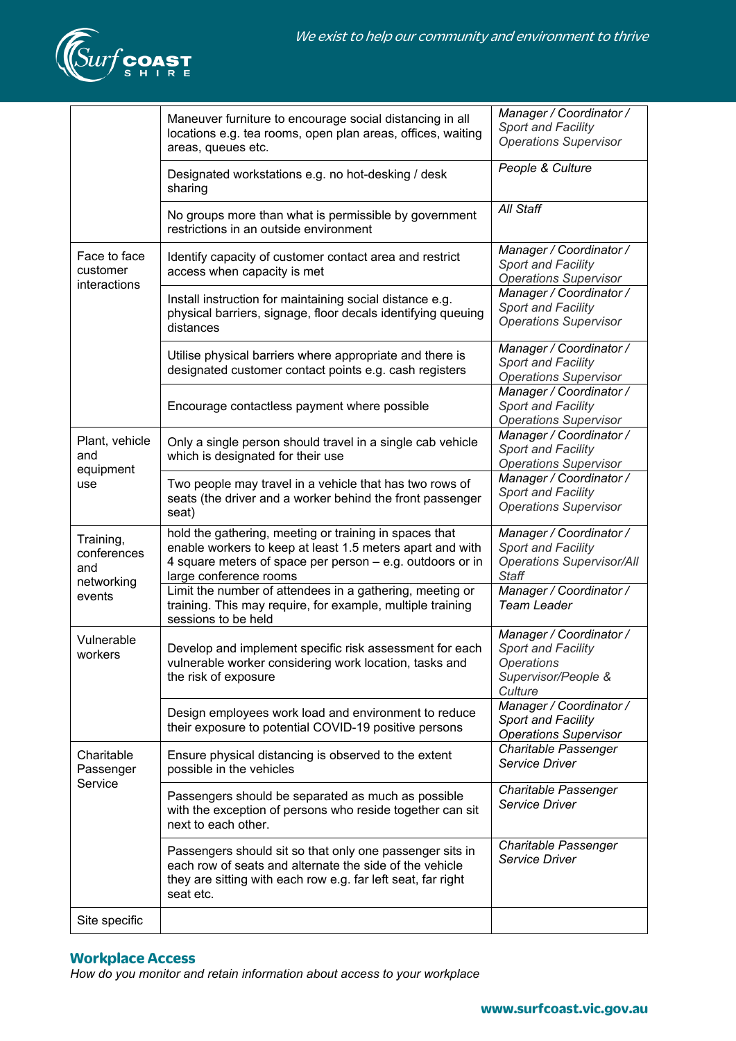| | | |
|---|---|---|
| | Maneuver furniture to encourage social distancing in all locations e.g. tea rooms, open plan areas, offices, waiting areas, queues etc. | *Manager / Coordinator / Sport and Facility Operations Supervisor* |
| | Designated workstations e.g. no hot-desking / desk sharing | *People & Culture* |
| | No groups more than what is permissible by government restrictions in an outside environment | *All Staff* |
| Face to face customer interactions | Identify capacity of customer contact area and restrict access when capacity is met | *Manager / Coordinator / Sport and Facility Operations Supervisor* |
| | Install instruction for maintaining social distance e.g. physical barriers, signage, floor decals identifying queuing distances | *Manager / Coordinator / Sport and Facility Operations Supervisor* |
| | Utilise physical barriers where appropriate and there is designated customer contact points e.g. cash registers | *Manager / Coordinator / Sport and Facility Operations Supervisor* |
| | Encourage contactless payment where possible | *Manager / Coordinator / Sport and Facility Operations Supervisor* |
| Plant, vehicle and equipment use | Only a single person should travel in a single cab vehicle which is designated for their use | *Manager / Coordinator / Sport and Facility Operations Supervisor* |
| | Two people may travel in a vehicle that has two rows of seats (the driver and a worker behind the front passenger seat) | *Manager / Coordinator / Sport and Facility Operations Supervisor* |
| Training, conferences and networking events | hold the gathering, meeting or training in spaces that enable workers to keep at least 1.5 meters apart and with 4 square meters of space per person – e.g. outdoors or in large conference rooms | *Manager / Coordinator / Sport and Facility Operations Supervisor/All Staff* |
| | Limit the number of attendees in a gathering, meeting or training. This may require, for example, multiple training sessions to be held | *Manager / Coordinator / Team Leader* |
| Vulnerable workers | Develop and implement specific risk assessment for each vulnerable worker considering work location, tasks and the risk of exposure | *Manager / Coordinator / Sport and Facility Operations Supervisor/People & Culture* |
| | Design employees work load and environment to reduce their exposure to potential COVID-19 positive persons | *Manager / Coordinator / Sport and Facility Operations Supervisor* |
| Charitable Passenger Service | Ensure physical distancing is observed to the extent possible in the vehicles | *Charitable Passenger Service Driver* |
| | Passengers should be separated as much as possible with the exception of persons who reside together can sit next to each other. | *Charitable Passenger Service Driver* |
| | Passengers should sit so that only one passenger sits in each row of seats and alternate the side of the vehicle they are sitting with each row e.g. far left seat, far right seat etc. | *Charitable Passenger Service Driver* |
| Site specific | | |

## Workplace Access

*How do you monitor and retain information about access to your workplace*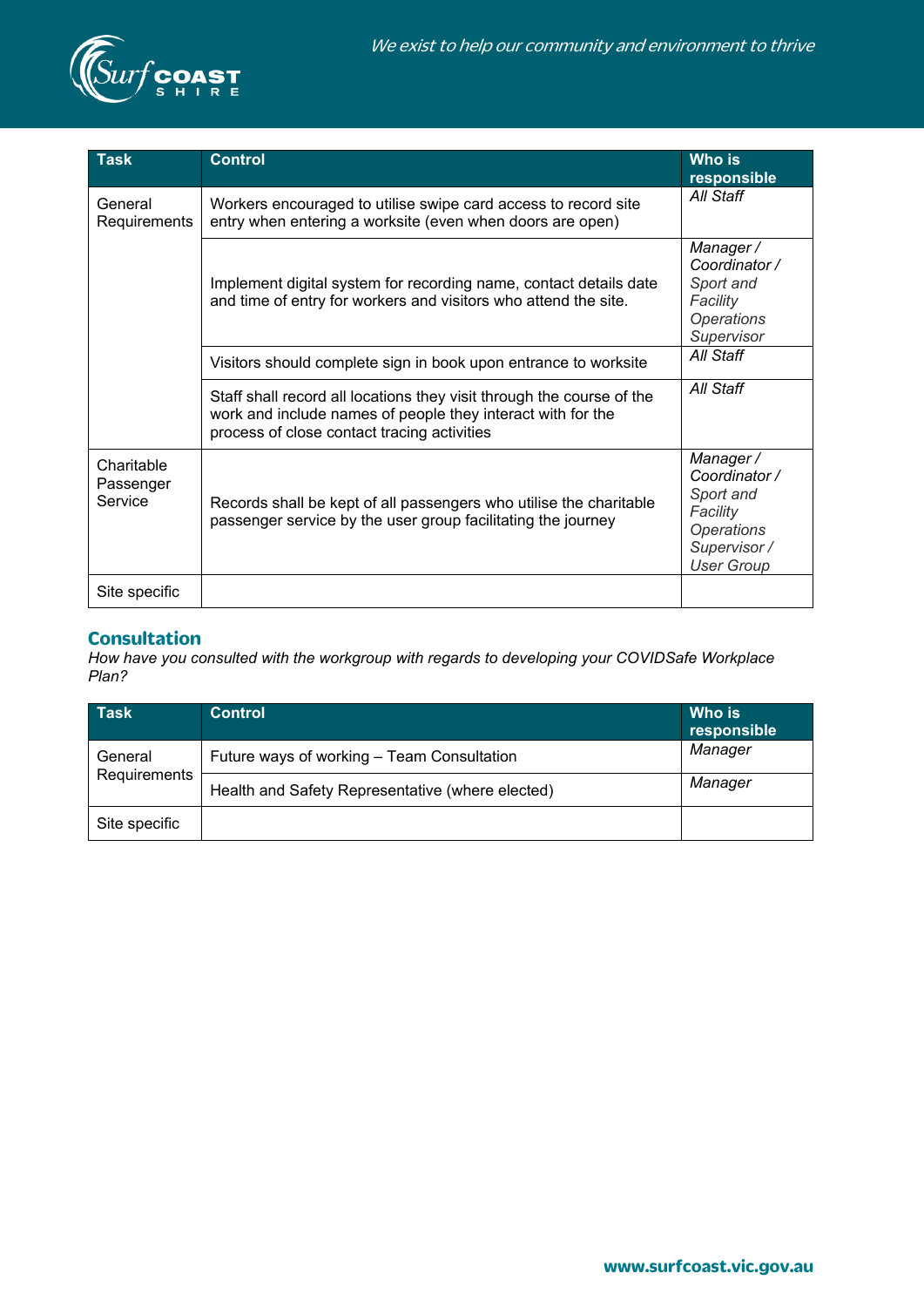| Task | Control | Who is responsible |
|---|---|---|
| General Requirements | Workers encouraged to utilise swipe card access to record site entry when entering a worksite (even when doors are open) | *All Staff* |
| | Implement digital system for recording name, contact details date and time of entry for workers and visitors who attend the site. | *Manager / Coordinator / Sport and Facility Operations Supervisor* |
| | Visitors should complete sign in book upon entrance to worksite | *All Staff* |
| | Staff shall record all locations they visit through the course of the work and include names of people they interact with for the process of close contact tracing activities | *All Staff* |
| Charitable Passenger Service | Records shall be kept of all passengers who utilise the charitable passenger service by the user group facilitating the journey | *Manager / Coordinator / Sport and Facility Operations Supervisor / User Group* |
| Site specific | | |

## Consultation

*How have you consulted with the workgroup with regards to developing your COVIDSafe Workplace Plan?*

| Task | Control | Who is responsible |
|---|---|---|
| General Requirements | Future ways of working – Team Consultation | *Manager* |
| | Health and Safety Representative (where elected) | *Manager* |
| Site specific | | |